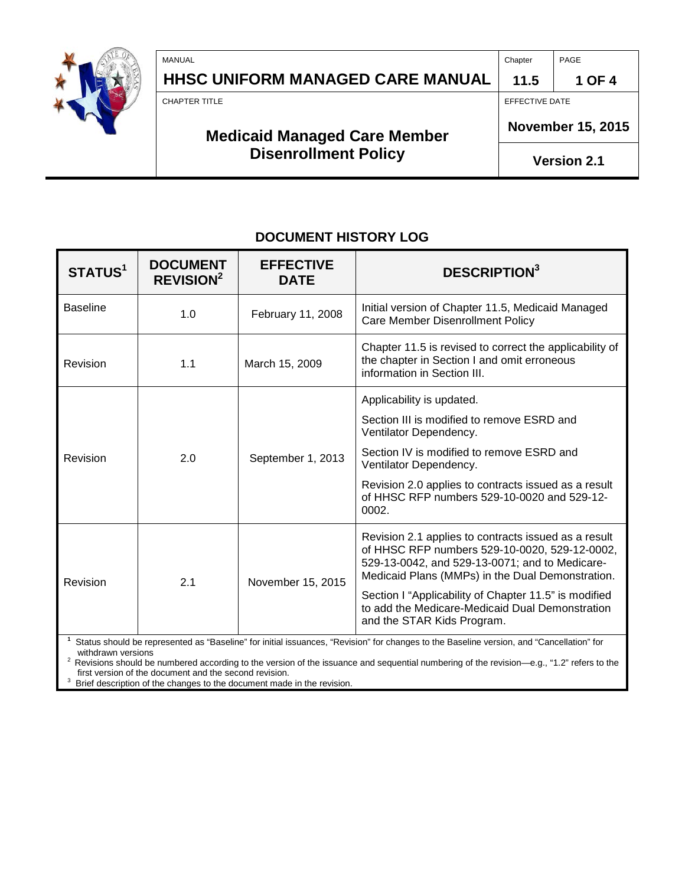| MANUAL | Chapter | PAGE |
| --- | --- | --- |
| **HHSC UNIFORM MANAGED CARE MANUAL** | **11.5** | **1 OF 4** |
| CHAPTER TITLE | EFFECTIVE DATE | |
| **Medicaid Managed Care Member Disenrollment Policy** | **November 15, 2015** | |
| | **Version 2.1** | |

## DOCUMENT HISTORY LOG

| STATUS[1] | DOCUMENT REVISION[2] | EFFECTIVE DATE | DESCRIPTION[3] |
| --- | --- | --- | --- |
| Baseline | 1.0 | February 11, 2008 | Initial version of Chapter 11.5, Medicaid Managed Care Member Disenrollment Policy |
| Revision | 1.1 | March 15, 2009 | Chapter 11.5 is revised to correct the applicability of the chapter in Section I and omit erroneous information in Section III. |
| Revision | 2.0 | September 1, 2013 | Applicability is updated.<br><br>Section III is modified to remove ESRD and Ventilator Dependency.<br><br>Section IV is modified to remove ESRD and Ventilator Dependency.<br><br>Revision 2.0 applies to contracts issued as a result of HHSC RFP numbers 529-10-0020 and 529-12-0002. |
| Revision | 2.1 | November 15, 2015 | Revision 2.1 applies to contracts issued as a result of HHSC RFP numbers 529-10-0020, 529-12-0002, 529-13-0042, and 529-13-0071; and to Medicare-Medicaid Plans (MMPs) in the Dual Demonstration.<br><br>Section I "Applicability of Chapter 11.5" is modified to add the Medicare-Medicaid Dual Demonstration and the STAR Kids Program. |

[1] Status should be represented as "Baseline" for initial issuances, "Revision" for changes to the Baseline version, and "Cancellation" for withdrawn versions

[2] Revisions should be numbered according to the version of the issuance and sequential numbering of the revision—e.g., "1.2" refers to the first version of the document and the second revision.

[3] Brief description of the changes to the document made in the revision.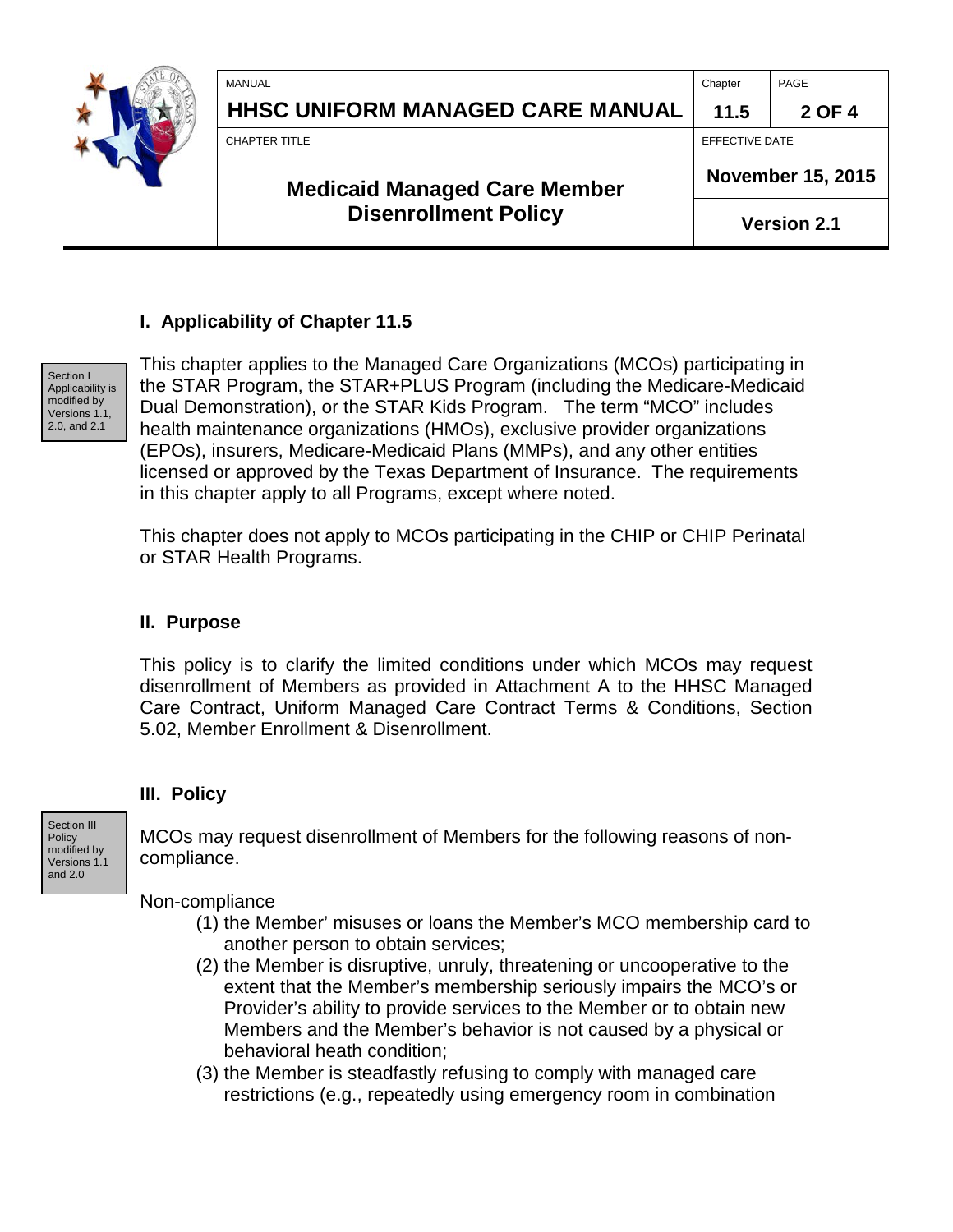## I. Applicability of Chapter 11.5

Section I Applicability is modified by Versions 1.1, 2.0, and 2.1

This chapter applies to the Managed Care Organizations (MCOs) participating in the STAR Program, the STAR+PLUS Program (including the Medicare-Medicaid Dual Demonstration), or the STAR Kids Program. The term "MCO" includes health maintenance organizations (HMOs), exclusive provider organizations (EPOs), insurers, Medicare-Medicaid Plans (MMPs), and any other entities licensed or approved by the Texas Department of Insurance. The requirements in this chapter apply to all Programs, except where noted.

This chapter does not apply to MCOs participating in the CHIP or CHIP Perinatal or STAR Health Programs.

## II. Purpose

This policy is to clarify the limited conditions under which MCOs may request disenrollment of Members as provided in Attachment A to the HHSC Managed Care Contract, Uniform Managed Care Contract Terms & Conditions, Section 5.02, Member Enrollment & Disenrollment.

## III. Policy

Section III Policy modified by Versions 1.1 and 2.0

MCOs may request disenrollment of Members for the following reasons of non-compliance.

Non-compliance

(1) the Member' misuses or loans the Member's MCO membership card to another person to obtain services;
(2) the Member is disruptive, unruly, threatening or uncooperative to the extent that the Member's membership seriously impairs the MCO's or Provider's ability to provide services to the Member or to obtain new Members and the Member's behavior is not caused by a physical or behavioral heath condition;
(3) the Member is steadfastly refusing to comply with managed care restrictions (e.g., repeatedly using emergency room in combination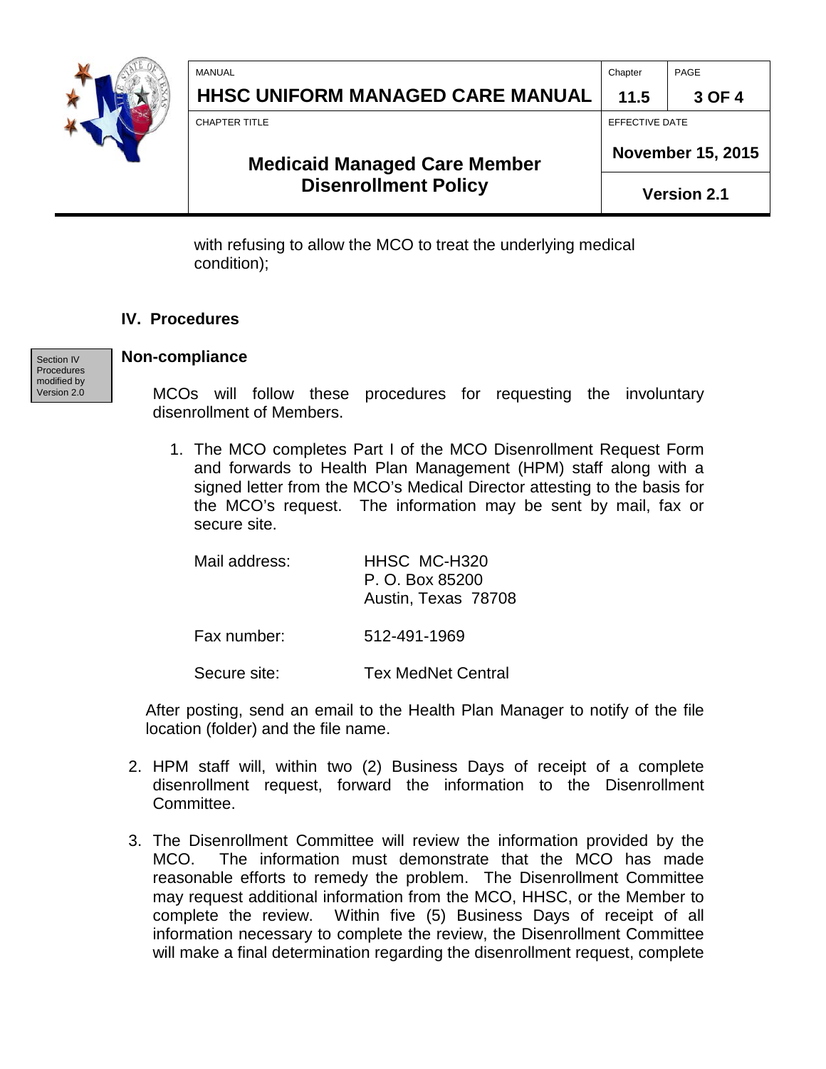with refusing to allow the MCO to treat the underlying medical condition);

## IV. Procedures

Section IV Procedures modified by Version 2.0

### Non-compliance

MCOs will follow these procedures for requesting the involuntary disenrollment of Members.

1. The MCO completes Part I of the MCO Disenrollment Request Form and forwards to Health Plan Management (HPM) staff along with a signed letter from the MCO's Medical Director attesting to the basis for the MCO's request. The information may be sent by mail, fax or secure site.

   Mail address: HHSC MC-H320
   P. O. Box 85200
   Austin, Texas 78708

   Fax number: 512-491-1969

   Secure site: Tex MedNet Central

   After posting, send an email to the Health Plan Manager to notify of the file location (folder) and the file name.

2. HPM staff will, within two (2) Business Days of receipt of a complete disenrollment request, forward the information to the Disenrollment Committee.

3. The Disenrollment Committee will review the information provided by the MCO. The information must demonstrate that the MCO has made reasonable efforts to remedy the problem. The Disenrollment Committee may request additional information from the MCO, HHSC, or the Member to complete the review. Within five (5) Business Days of receipt of all information necessary to complete the review, the Disenrollment Committee will make a final determination regarding the disenrollment request, complete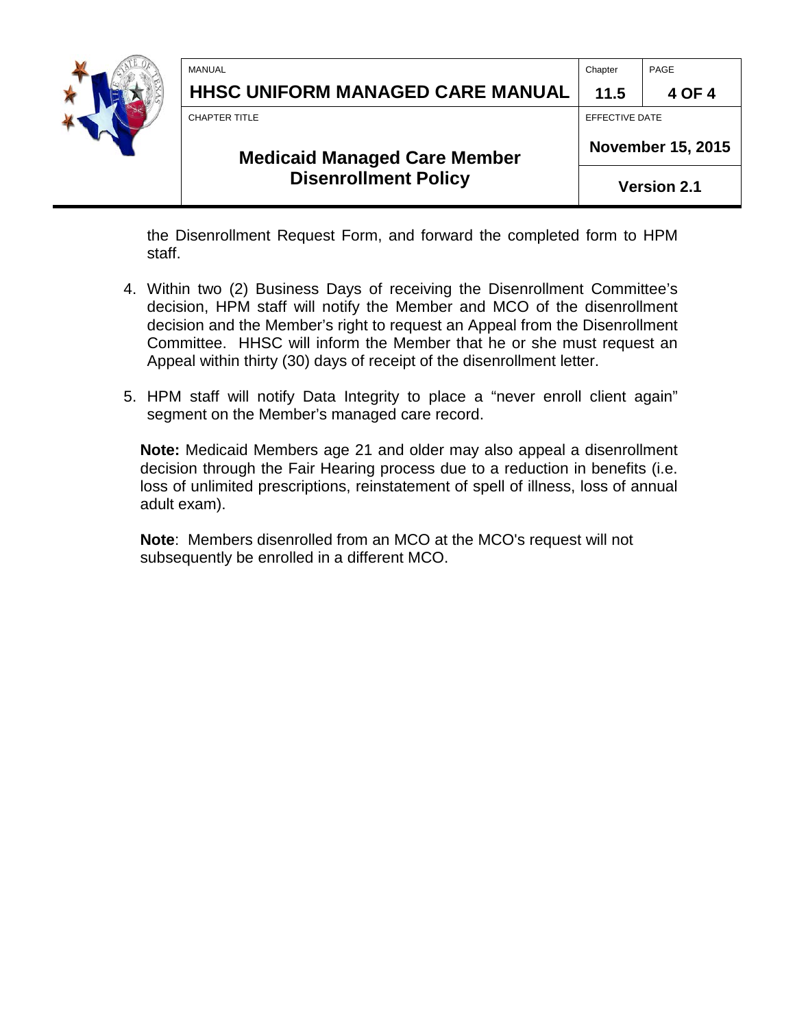the Disenrollment Request Form, and forward the completed form to HPM staff.

4. Within two (2) Business Days of receiving the Disenrollment Committee's decision, HPM staff will notify the Member and MCO of the disenrollment decision and the Member's right to request an Appeal from the Disenrollment Committee. HHSC will inform the Member that he or she must request an Appeal within thirty (30) days of receipt of the disenrollment letter.

5. HPM staff will notify Data Integrity to place a "never enroll client again" segment on the Member's managed care record.

**Note:** Medicaid Members age 21 and older may also appeal a disenrollment decision through the Fair Hearing process due to a reduction in benefits (i.e. loss of unlimited prescriptions, reinstatement of spell of illness, loss of annual adult exam).

**Note**: Members disenrolled from an MCO at the MCO's request will not subsequently be enrolled in a different MCO.